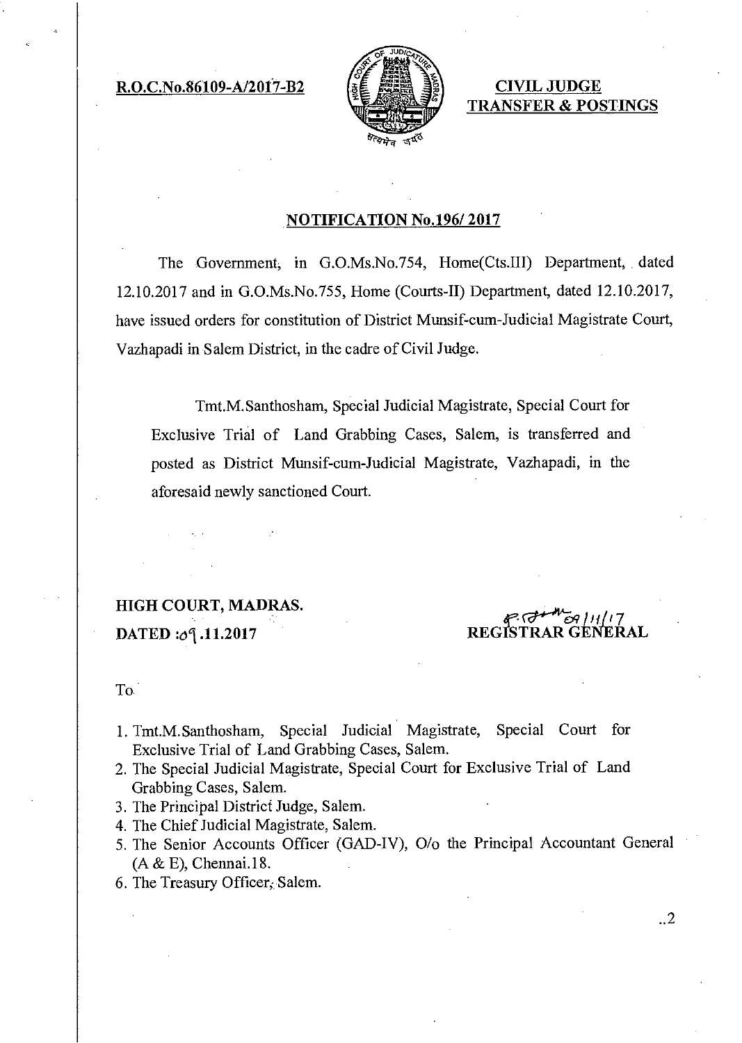**R.O.C.No.86109-A/2017-B2**

**CIVIL JUDGE TRANSFER & POSTINGS**

## NOTIFICATION No.196/ 2017

The Government, in G.O.Ms.No.754, Home(Cts.III) Department, dated 12.10.2017 and in G.O.Ms.No.755, Home (Courts-II) Department, dated 12.10.2017, have issued orders for constitution of District Munsif-cum-Judicial Magistrate Court, Vazhapadi in Salem District, in the cadre of Civil Judge.

Tmt.M.Santhosham, Special Judicial Magistrate, Special Court for Exclusive Trial of Land Grabbing Cases, Salem, is transferred and posted as District Munsif-cum-Judicial Magistrate, Vazhapadi, in the aforesaid newly sanctioned Court.

**HIGH COURT, MADRAS.**
**DATED :09.11.2017**

09/11/17
**REGISTRAR GENERAL**

To

1. Tmt.M.Santhosham, Special Judicial Magistrate, Special Court for Exclusive Trial of Land Grabbing Cases, Salem.
2. The Special Judicial Magistrate, Special Court for Exclusive Trial of Land Grabbing Cases, Salem.
3. The Principal District Judge, Salem.
4. The Chief Judicial Magistrate, Salem.
5. The Senior Accounts Officer (GAD-IV), O/o the Principal Accountant General (A & E), Chennai.18.
6. The Treasury Officer, Salem.

..2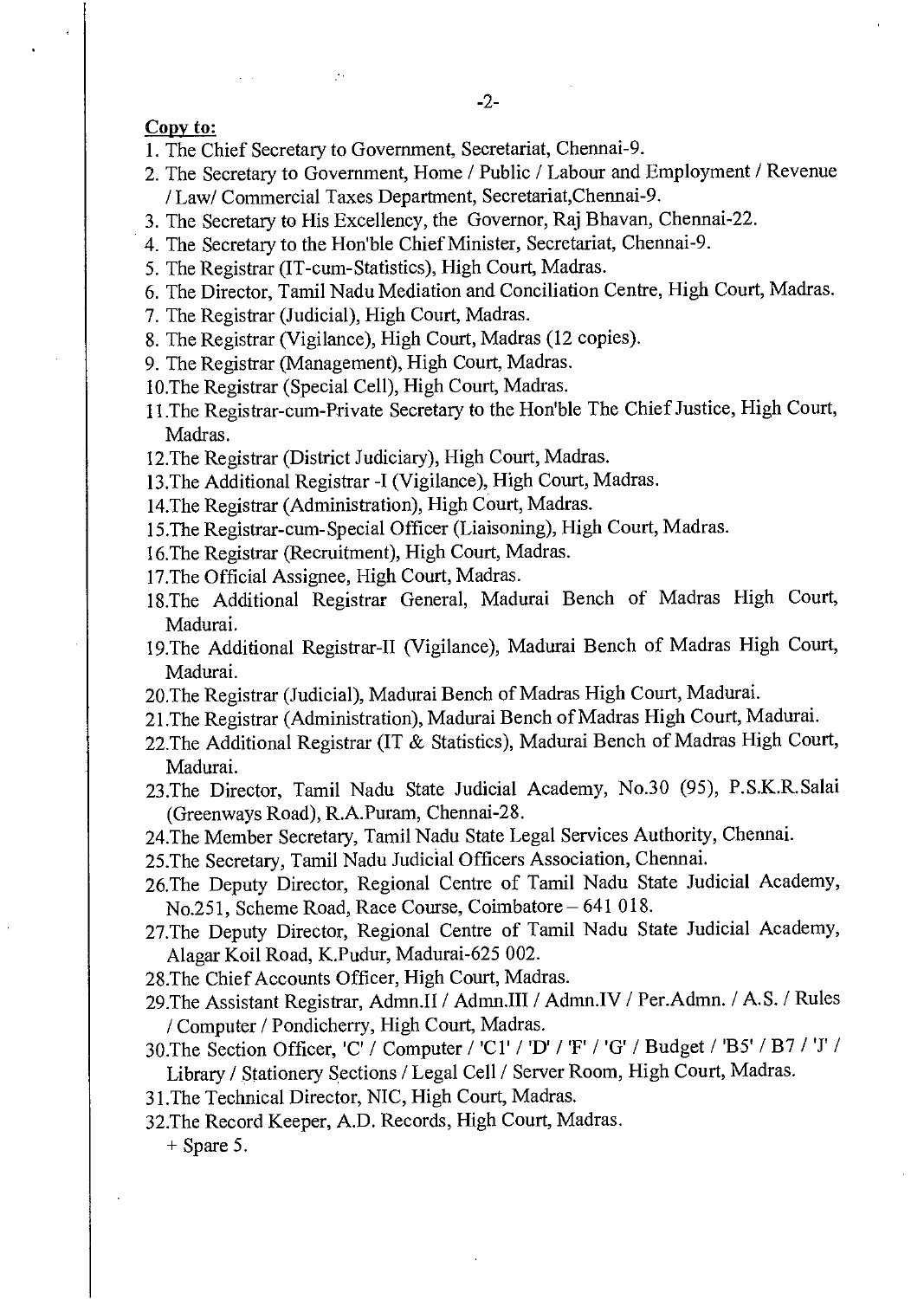**Copy to:**

1. The Chief Secretary to Government, Secretariat, Chennai-9.
2. The Secretary to Government, Home / Public / Labour and Employment / Revenue / Law/ Commercial Taxes Department, Secretariat,Chennai-9.
3. The Secretary to His Excellency, the Governor, Raj Bhavan, Chennai-22.
4. The Secretary to the Hon'ble Chief Minister, Secretariat, Chennai-9.
5. The Registrar (IT-cum-Statistics), High Court, Madras.
6. The Director, Tamil Nadu Mediation and Conciliation Centre, High Court, Madras.
7. The Registrar (Judicial), High Court, Madras.
8. The Registrar (Vigilance), High Court, Madras (12 copies).
9. The Registrar (Management), High Court, Madras.
10. The Registrar (Special Cell), High Court, Madras.
11. The Registrar-cum-Private Secretary to the Hon'ble The Chief Justice, High Court, Madras.
12. The Registrar (District Judiciary), High Court, Madras.
13. The Additional Registrar -I (Vigilance), High Court, Madras.
14. The Registrar (Administration), High Court, Madras.
15. The Registrar-cum-Special Officer (Liaisoning), High Court, Madras.
16. The Registrar (Recruitment), High Court, Madras.
17. The Official Assignee, High Court, Madras.
18. The Additional Registrar General, Madurai Bench of Madras High Court, Madurai.
19. The Additional Registrar-II (Vigilance), Madurai Bench of Madras High Court, Madurai.
20. The Registrar (Judicial), Madurai Bench of Madras High Court, Madurai.
21. The Registrar (Administration), Madurai Bench of Madras High Court, Madurai.
22. The Additional Registrar (IT & Statistics), Madurai Bench of Madras High Court, Madurai.
23. The Director, Tamil Nadu State Judicial Academy, No.30 (95), P.S.K.R.Salai (Greenways Road), R.A.Puram, Chennai-28.
24. The Member Secretary, Tamil Nadu State Legal Services Authority, Chennai.
25. The Secretary, Tamil Nadu Judicial Officers Association, Chennai.
26. The Deputy Director, Regional Centre of Tamil Nadu State Judicial Academy, No.251, Scheme Road, Race Course, Coimbatore – 641 018.
27. The Deputy Director, Regional Centre of Tamil Nadu State Judicial Academy, Alagar Koil Road, K.Pudur, Madurai-625 002.
28. The Chief Accounts Officer, High Court, Madras.
29. The Assistant Registrar, Admn.II / Admn.III / Admn.IV / Per.Admn. / A.S. / Rules / Computer / Pondicherry, High Court, Madras.
30. The Section Officer, 'C' / Computer / 'C1' / 'D' / 'F' / 'G' / Budget / 'B5' / B7 / 'J' / Library / Stationery Sections / Legal Cell / Server Room, High Court, Madras.
31. The Technical Director, NIC, High Court, Madras.
32. The Record Keeper, A.D. Records, High Court, Madras.

+ Spare 5.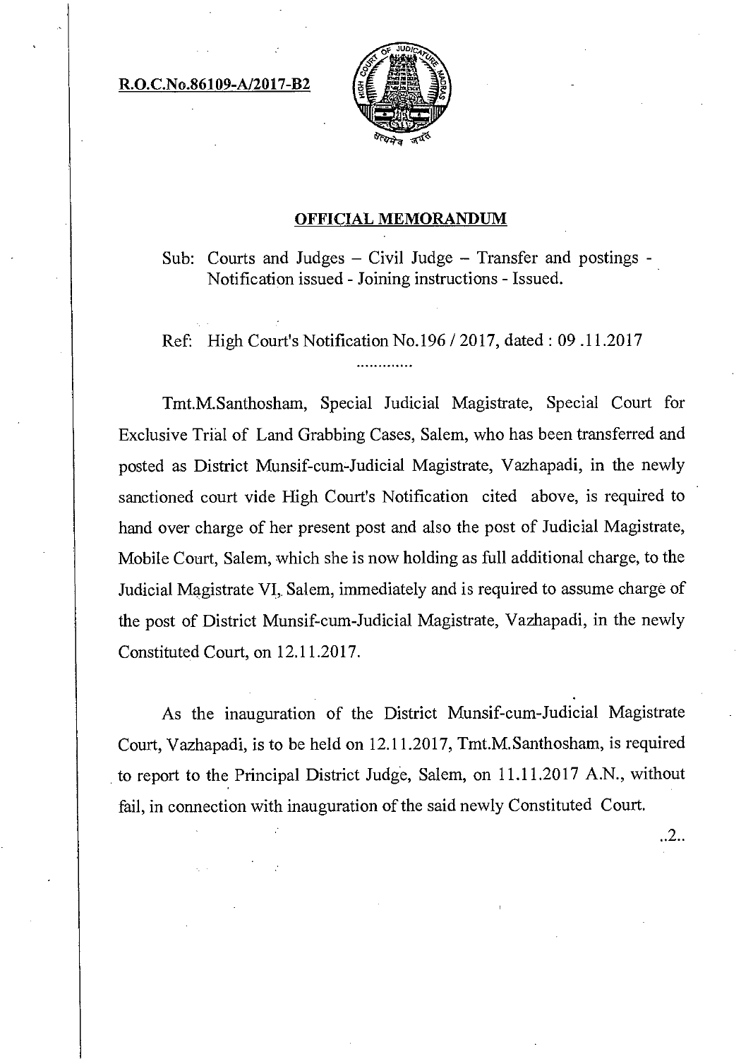**R.O.C.No.86109-A/2017-B2**

## OFFICIAL MEMORANDUM

Sub: Courts and Judges – Civil Judge – Transfer and postings - Notification issued - Joining instructions - Issued.

Ref: High Court's Notification No.196 / 2017, dated : 09 .11.2017

.............

Tmt.M.Santhosham, Special Judicial Magistrate, Special Court for Exclusive Trial of Land Grabbing Cases, Salem, who has been transferred and posted as District Munsif-cum-Judicial Magistrate, Vazhapadi, in the newly sanctioned court vide High Court's Notification cited above, is required to hand over charge of her present post and also the post of Judicial Magistrate, Mobile Court, Salem, which she is now holding as full additional charge, to the Judicial Magistrate VI, Salem, immediately and is required to assume charge of the post of District Munsif-cum-Judicial Magistrate, Vazhapadi, in the newly Constituted Court, on 12.11.2017.

As the inauguration of the District Munsif-cum-Judicial Magistrate Court, Vazhapadi, is to be held on 12.11.2017, Tmt.M.Santhosham, is required to report to the Principal District Judge, Salem, on 11.11.2017 A.N., without fail, in connection with inauguration of the said newly Constituted Court.

..2..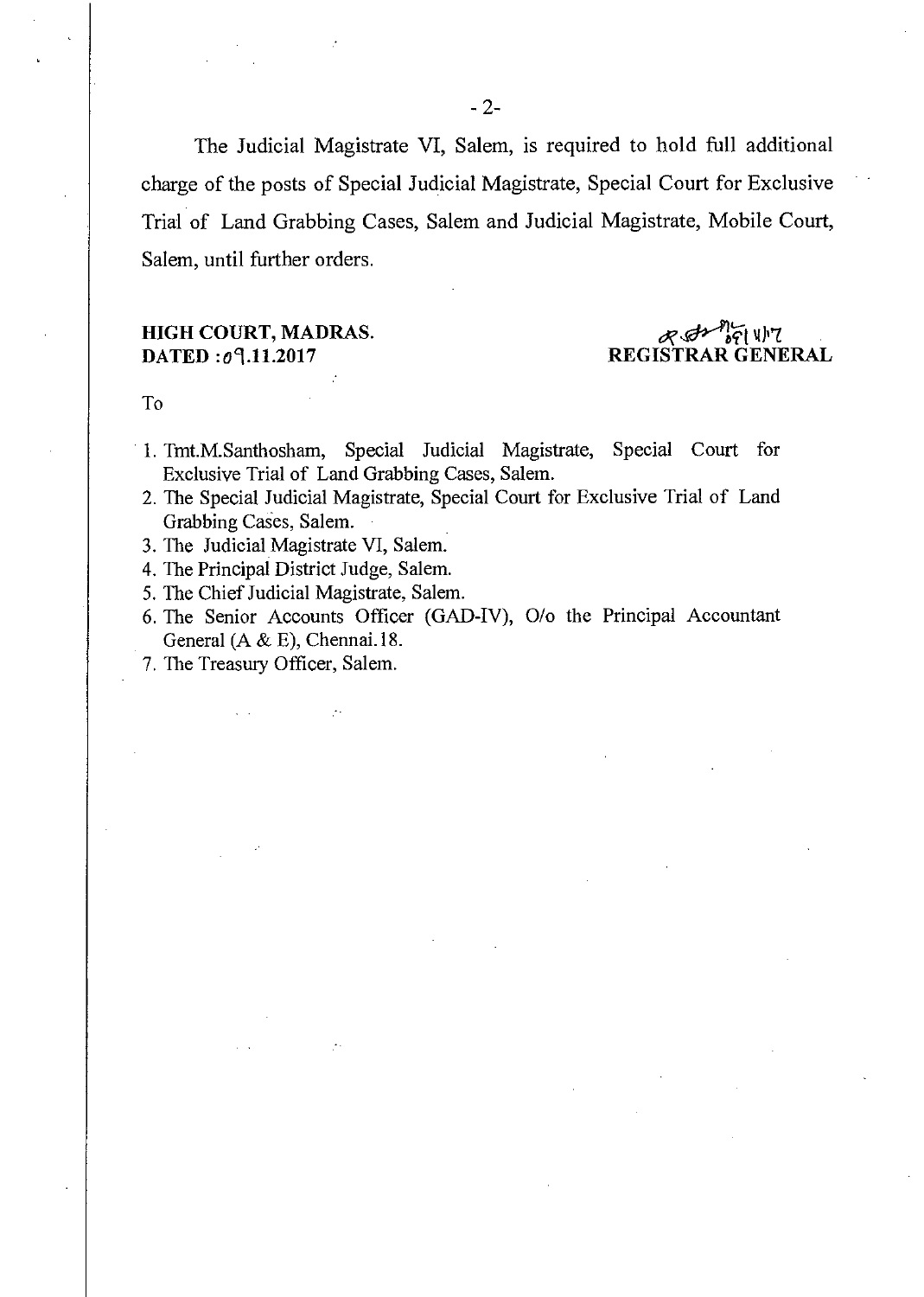The Judicial Magistrate VI, Salem, is required to hold full additional charge of the posts of Special Judicial Magistrate, Special Court for Exclusive Trial of Land Grabbing Cases, Salem and Judicial Magistrate, Mobile Court, Salem, until further orders.

**HIGH COURT, MADRAS.**
**DATED : 09.11.2017**

**REGISTRAR GENERAL**

To

1. Tmt.M.Santhosham, Special Judicial Magistrate, Special Court for Exclusive Trial of Land Grabbing Cases, Salem.
2. The Special Judicial Magistrate, Special Court for Exclusive Trial of Land Grabbing Cases, Salem.
3. The Judicial Magistrate VI, Salem.
4. The Principal District Judge, Salem.
5. The Chief Judicial Magistrate, Salem.
6. The Senior Accounts Officer (GAD-IV), O/o the Principal Accountant General (A & E), Chennai.18.
7. The Treasury Officer, Salem.